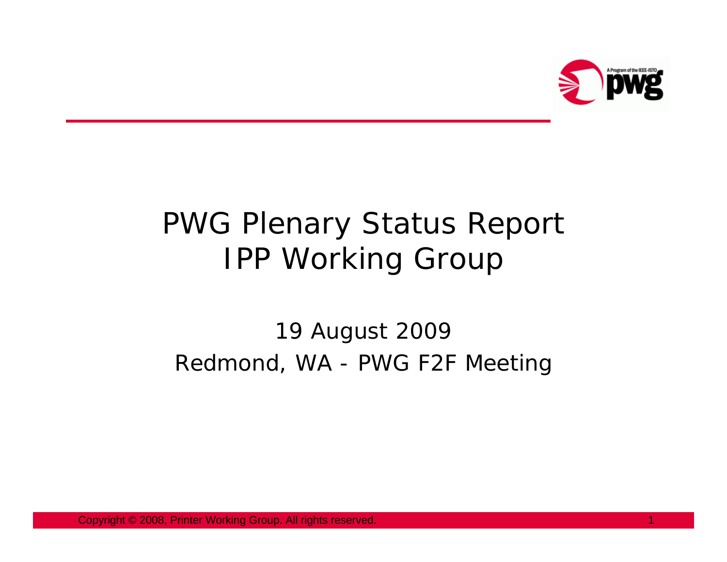# PWG Plenary Status Report
# IPP Working Group

19 August 2009

Redmond, WA - PWG F2F Meeting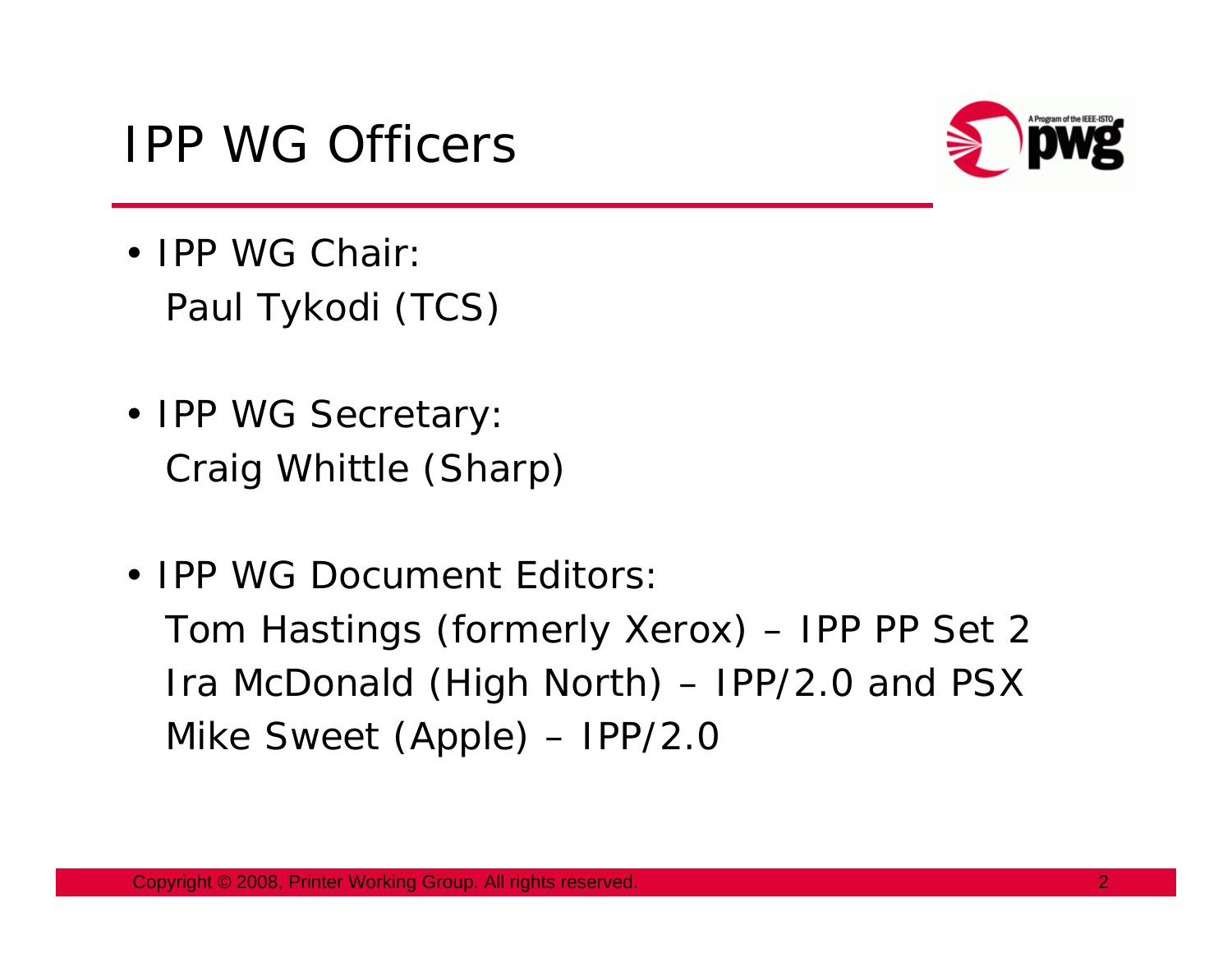# IPP WG Officers

- IPP WG Chair:
  Paul Tykodi (TCS)
- IPP WG Secretary:
  Craig Whittle (Sharp)
- IPP WG Document Editors:
  Tom Hastings (formerly Xerox) – IPP PP Set 2
  Ira McDonald (High North) – IPP/2.0 and PSX
  Mike Sweet (Apple) – IPP/2.0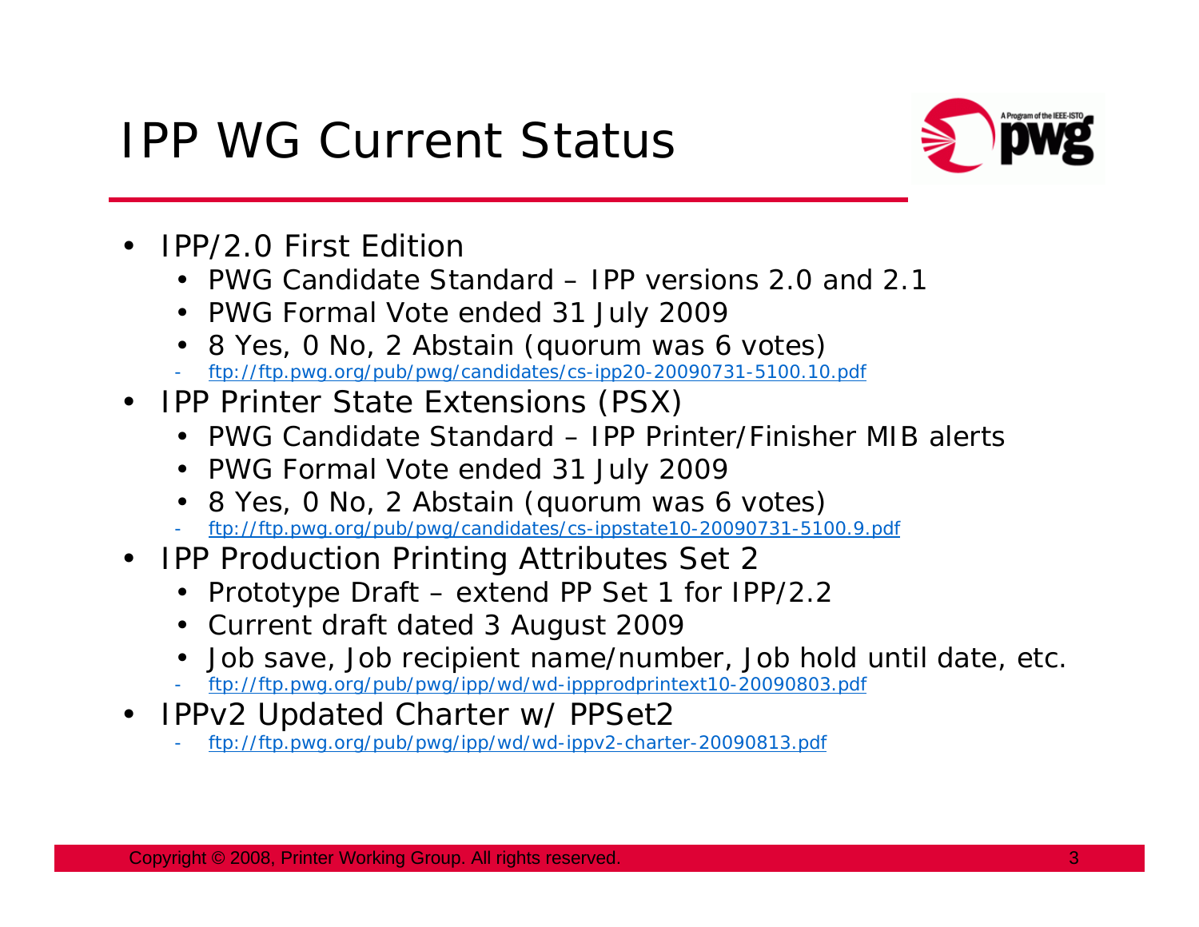# IPP WG Current Status

- IPP/2.0 First Edition
  - PWG Candidate Standard – IPP versions 2.0 and 2.1
  - PWG Formal Vote ended 31 July 2009
  - 8 Yes, 0 No, 2 Abstain (quorum was 6 votes)
  - ftp://ftp.pwg.org/pub/pwg/candidates/cs-ipp20-20090731-5100.10.pdf
- IPP Printer State Extensions (PSX)
  - PWG Candidate Standard – IPP Printer/Finisher MIB alerts
  - PWG Formal Vote ended 31 July 2009
  - 8 Yes, 0 No, 2 Abstain (quorum was 6 votes)
  - ftp://ftp.pwg.org/pub/pwg/candidates/cs-ippstate10-20090731-5100.9.pdf
- IPP Production Printing Attributes Set 2
  - Prototype Draft – extend PP Set 1 for IPP/2.2
  - Current draft dated 3 August 2009
  - Job save, Job recipient name/number, Job hold until date, etc.
  - ftp://ftp.pwg.org/pub/pwg/ipp/wd/wd-ippprodprintext10-20090803.pdf
- IPPv2 Updated Charter w/ PPSet2
  - ftp://ftp.pwg.org/pub/pwg/ipp/wd/wd-ippv2-charter-20090813.pdf

Copyright © 2008, Printer Working Group. All rights reserved.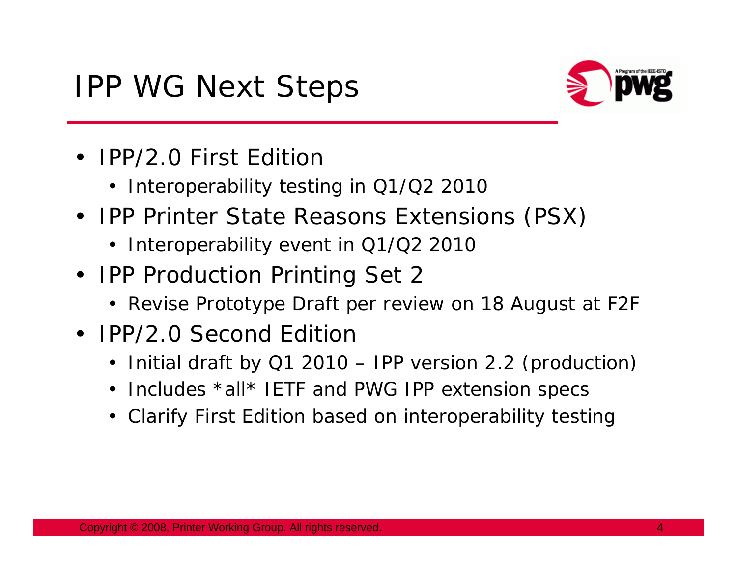# IPP WG Next Steps

- IPP/2.0 First Edition
  - Interoperability testing in Q1/Q2 2010
- IPP Printer State Reasons Extensions (PSX)
  - Interoperability event in Q1/Q2 2010
- IPP Production Printing Set 2
  - Revise Prototype Draft per review on 18 August at F2F
- IPP/2.0 Second Edition
  - Initial draft by Q1 2010 – IPP version 2.2 (production)
  - Includes *all* IETF and PWG IPP extension specs
  - Clarify First Edition based on interoperability testing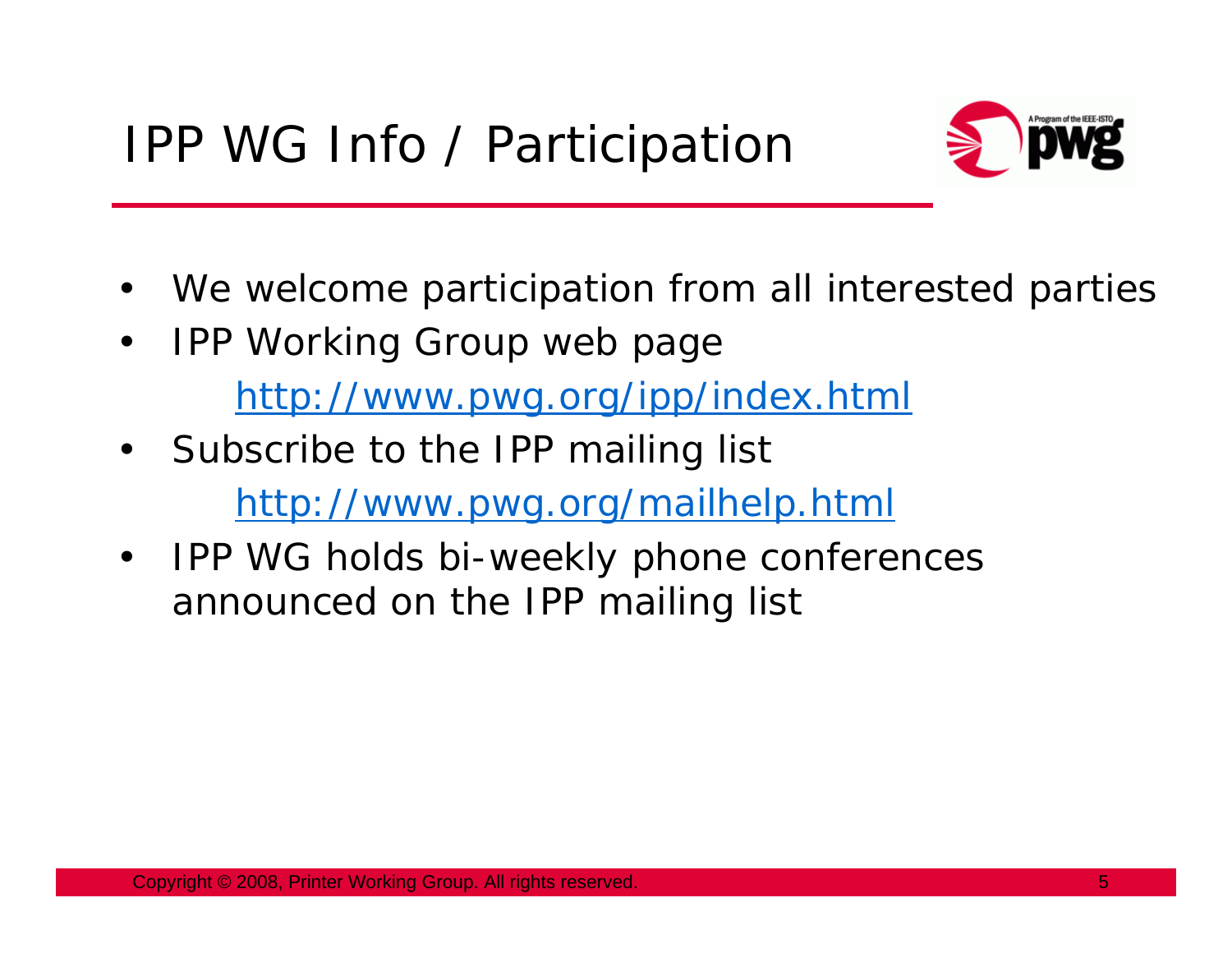# IPP WG Info / Participation

- We welcome participation from all interested parties
- IPP Working Group web page
  
  http://www.pwg.org/ipp/index.html
- Subscribe to the IPP mailing list
  
  http://www.pwg.org/mailhelp.html
- IPP WG holds bi-weekly phone conferences announced on the IPP mailing list

Copyright © 2008, Printer Working Group. All rights reserved.